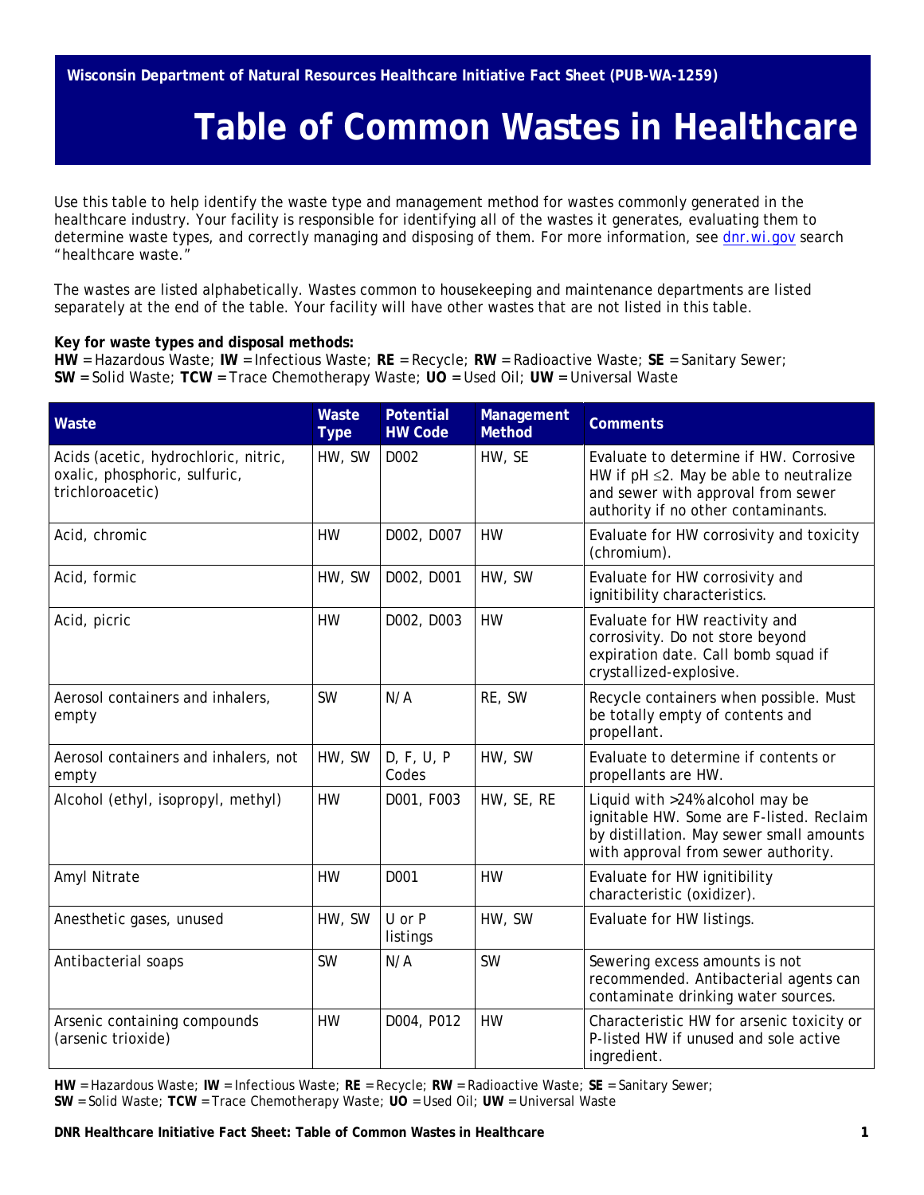Wisconsin Department of Natural Resources Healthcare Initiative Fact Sheet (PUB-WA-1259)

# Table of Common Wastes in Healthcare

Use this table to help identify the waste type and management method for wastes commonly generated in the healthcare industry. Your facility is responsible for identifying all of the wastes it generates, evaluating them to determine waste types, and correctly managing and disposing of them. For more information, see dnr.wi.gov search "healthcare waste."

The wastes are listed alphabetically. Wastes common to housekeeping and maintenance departments are listed separately at the end of the table. Your facility will have other wastes that are not listed in this table.

**Key for waste types and disposal methods:**
**HW** = Hazardous Waste; **IW** = Infectious Waste; **RE** = Recycle; **RW** = Radioactive Waste; **SE** = Sanitary Sewer; **SW** = Solid Waste; **TCW** = Trace Chemotherapy Waste; **UO** = Used Oil; **UW** = Universal Waste

| Waste | Waste Type | Potential HW Code | Management Method | Comments |
|---|---|---|---|---|
| Acids (acetic, hydrochloric, nitric, oxalic, phosphoric, sulfuric, trichloroacetic) | HW, SW | D002 | HW, SE | Evaluate to determine if HW. Corrosive HW if pH ≤2. May be able to neutralize and sewer with approval from sewer authority if no other contaminants. |
| Acid, chromic | HW | D002, D007 | HW | Evaluate for HW corrosivity and toxicity (chromium). |
| Acid, formic | HW, SW | D002, D001 | HW, SW | Evaluate for HW corrosivity and ignitibility characteristics. |
| Acid, picric | HW | D002, D003 | HW | Evaluate for HW reactivity and corrosivity. Do not store beyond expiration date. Call bomb squad if crystallized-explosive. |
| Aerosol containers and inhalers, empty | SW | N/A | RE, SW | Recycle containers when possible. Must be totally empty of contents and propellant. |
| Aerosol containers and inhalers, not empty | HW, SW | D, F, U, P Codes | HW, SW | Evaluate to determine if contents or propellants are HW. |
| Alcohol (ethyl, isopropyl, methyl) | HW | D001, F003 | HW, SE, RE | Liquid with >24% alcohol may be ignitable HW. Some are F-listed. Reclaim by distillation. May sewer small amounts with approval from sewer authority. |
| Amyl Nitrate | HW | D001 | HW | Evaluate for HW ignitibility characteristic (oxidizer). |
| Anesthetic gases, unused | HW, SW | U or P listings | HW, SW | Evaluate for HW listings. |
| Antibacterial soaps | SW | N/A | SW | Sewering excess amounts is not recommended. Antibacterial agents can contaminate drinking water sources. |
| Arsenic containing compounds (arsenic trioxide) | HW | D004, P012 | HW | Characteristic HW for arsenic toxicity or P-listed HW if unused and sole active ingredient. |

**HW** = Hazardous Waste; **IW** = Infectious Waste; **RE** = Recycle; **RW** = Radioactive Waste; **SE** = Sanitary Sewer; **SW** = Solid Waste; **TCW** = Trace Chemotherapy Waste; **UO** = Used Oil; **UW** = Universal Waste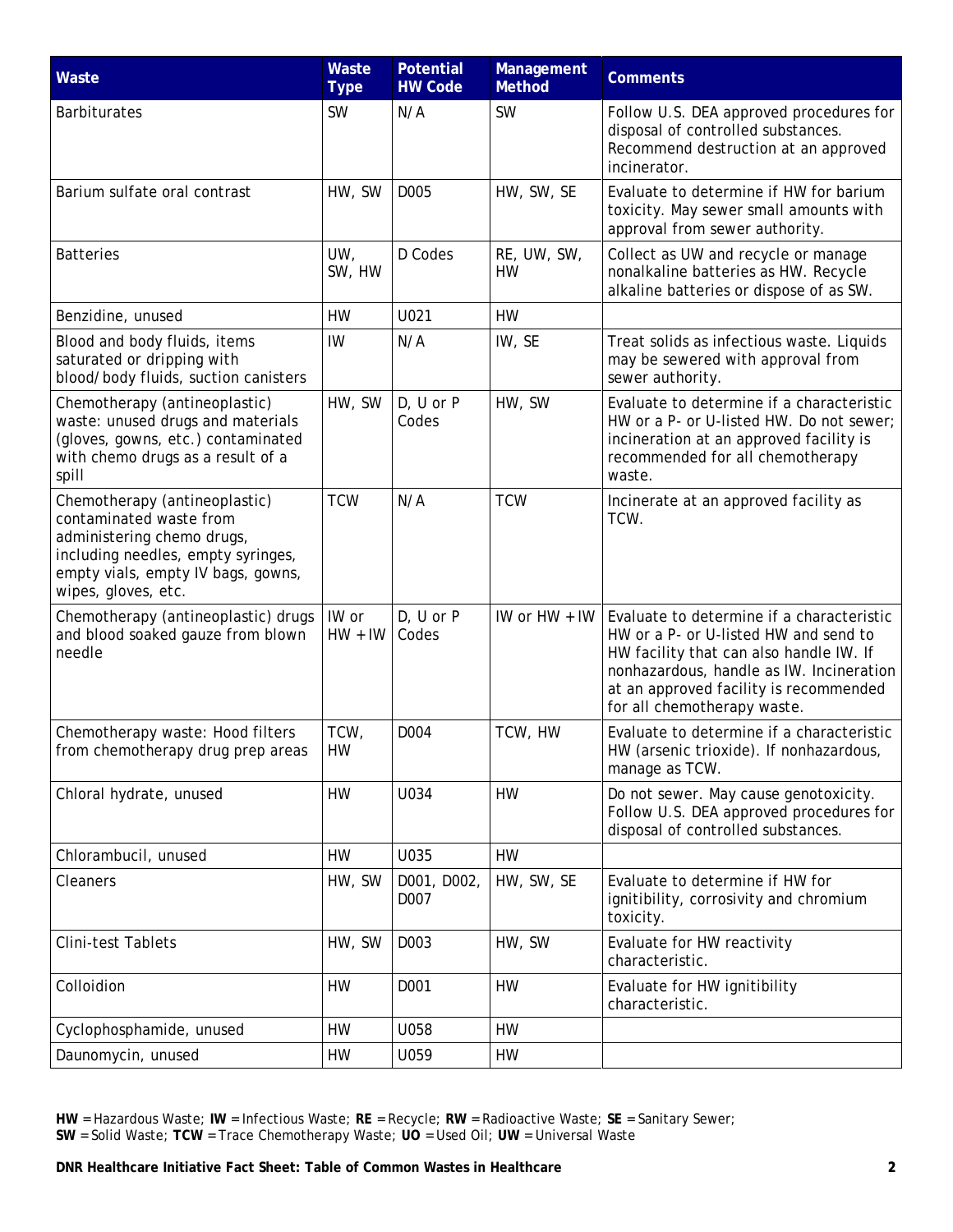| Waste | Waste Type | Potential HW Code | Management Method | Comments |
|---|---|---|---|---|
| Barbiturates | SW | N/A | SW | Follow U.S. DEA approved procedures for disposal of controlled substances. Recommend destruction at an approved incinerator. |
| Barium sulfate oral contrast | HW, SW | D005 | HW, SW, SE | Evaluate to determine if HW for barium toxicity. May sewer small amounts with approval from sewer authority. |
| Batteries | UW, SW, HW | D Codes | RE, UW, SW, HW | Collect as UW and recycle or manage nonalkaline batteries as HW. Recycle alkaline batteries or dispose of as SW. |
| Benzidine, unused | HW | U021 | HW | |
| Blood and body fluids, items saturated or dripping with blood/body fluids, suction canisters | IW | N/A | IW, SE | Treat solids as infectious waste. Liquids may be sewered with approval from sewer authority. |
| Chemotherapy (antineoplastic) waste: unused drugs and materials (gloves, gowns, etc.) contaminated with chemo drugs as a result of a spill | HW, SW | D, U or P Codes | HW, SW | Evaluate to determine if a characteristic HW or a P- or U-listed HW. Do not sewer; incineration at an approved facility is recommended for all chemotherapy waste. |
| Chemotherapy (antineoplastic) contaminated waste from administering chemo drugs, including needles, empty syringes, empty vials, empty IV bags, gowns, wipes, gloves, etc. | TCW | N/A | TCW | Incinerate at an approved facility as TCW. |
| Chemotherapy (antineoplastic) drugs and blood soaked gauze from blown needle | IW or HW + IW | D, U or P Codes | IW or HW + IW | Evaluate to determine if a characteristic HW or a P- or U-listed HW and send to HW facility that can also handle IW. If nonhazardous, handle as IW. Incineration at an approved facility is recommended for all chemotherapy waste. |
| Chemotherapy waste: Hood filters from chemotherapy drug prep areas | TCW, HW | D004 | TCW, HW | Evaluate to determine if a characteristic HW (arsenic trioxide). If nonhazardous, manage as TCW. |
| Chloral hydrate, unused | HW | U034 | HW | Do not sewer. May cause genotoxicity. Follow U.S. DEA approved procedures for disposal of controlled substances. |
| Chlorambucil, unused | HW | U035 | HW | |
| Cleaners | HW, SW | D001, D002, D007 | HW, SW, SE | Evaluate to determine if HW for ignitibility, corrosivity and chromium toxicity. |
| Clini-test Tablets | HW, SW | D003 | HW, SW | Evaluate for HW reactivity characteristic. |
| Colloidion | HW | D001 | HW | Evaluate for HW ignitibility characteristic. |
| Cyclophosphamide, unused | HW | U058 | HW | |
| Daunomycin, unused | HW | U059 | HW | |

**HW** = Hazardous Waste; **IW** = Infectious Waste; **RE** = Recycle; **RW** = Radioactive Waste; **SE** = Sanitary Sewer; **SW** = Solid Waste; **TCW** = Trace Chemotherapy Waste; **UO** = Used Oil; **UW** = Universal Waste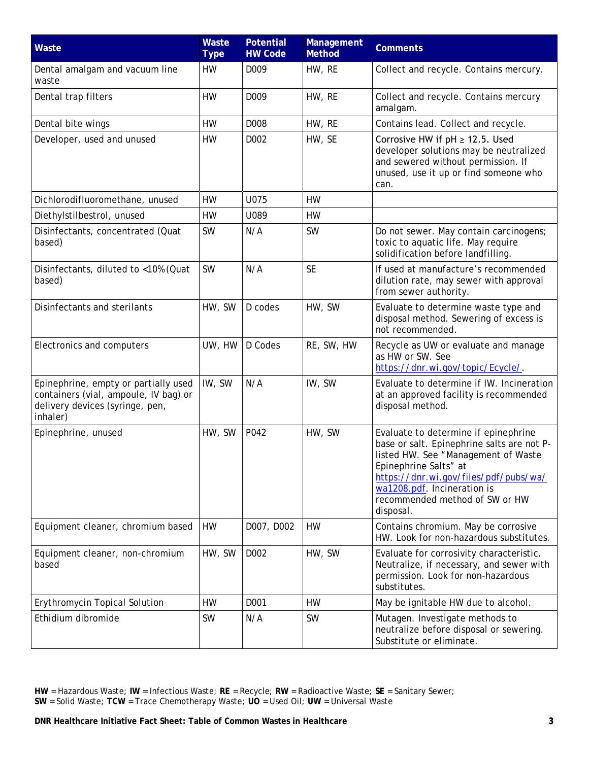| Waste | Waste Type | Potential HW Code | Management Method | Comments |
|---|---|---|---|---|
| Dental amalgam and vacuum line waste | HW | D009 | HW, RE | Collect and recycle. Contains mercury. |
| Dental trap filters | HW | D009 | HW, RE | Collect and recycle. Contains mercury amalgam. |
| Dental bite wings | HW | D008 | HW, RE | Contains lead. Collect and recycle. |
| Developer, used and unused | HW | D002 | HW, SE | Corrosive HW if pH ≥ 12.5. Used developer solutions may be neutralized and sewered without permission. If unused, use it up or find someone who can. |
| Dichlorodifluoromethane, unused | HW | U075 | HW | |
| Diethylstilbestrol, unused | HW | U089 | HW | |
| Disinfectants, concentrated (Quat based) | SW | N/A | SW | Do not sewer. May contain carcinogens; toxic to aquatic life. May require solidification before landfilling. |
| Disinfectants, diluted to <10% (Quat based) | SW | N/A | SE | If used at manufacture's recommended dilution rate, may sewer with approval from sewer authority. |
| Disinfectants and sterilants | HW, SW | D codes | HW, SW | Evaluate to determine waste type and disposal method. Sewering of excess is not recommended. |
| Electronics and computers | UW, HW | D Codes | RE, SW, HW | Recycle as UW or evaluate and manage as HW or SW. See https://dnr.wi.gov/topic/Ecycle/. |
| Epinephrine, empty or partially used containers (vial, ampoule, IV bag) or delivery devices (syringe, pen, inhaler) | IW, SW | N/A | IW, SW | Evaluate to determine if IW. Incineration at an approved facility is recommended disposal method. |
| Epinephrine, unused | HW, SW | P042 | HW, SW | Evaluate to determine if epinephrine base or salt. Epinephrine salts are not P-listed HW. See "Management of Waste Epinephrine Salts" at https://dnr.wi.gov/files/pdf/pubs/wa/wa1208.pdf. Incineration is recommended method of SW or HW disposal. |
| Equipment cleaner, chromium based | HW | D007, D002 | HW | Contains chromium. May be corrosive HW. Look for non-hazardous substitutes. |
| Equipment cleaner, non-chromium based | HW, SW | D002 | HW, SW | Evaluate for corrosivity characteristic. Neutralize, if necessary, and sewer with permission. Look for non-hazardous substitutes. |
| Erythromycin Topical Solution | HW | D001 | HW | May be ignitable HW due to alcohol. |
| Ethidium dibromide | SW | N/A | SW | Mutagen. Investigate methods to neutralize before disposal or sewering. Substitute or eliminate. |

**HW** = Hazardous Waste; **IW** = Infectious Waste; **RE** = Recycle; **RW** = Radioactive Waste; **SE** = Sanitary Sewer; **SW** = Solid Waste; **TCW** = Trace Chemotherapy Waste; **UO** = Used Oil; **UW** = Universal Waste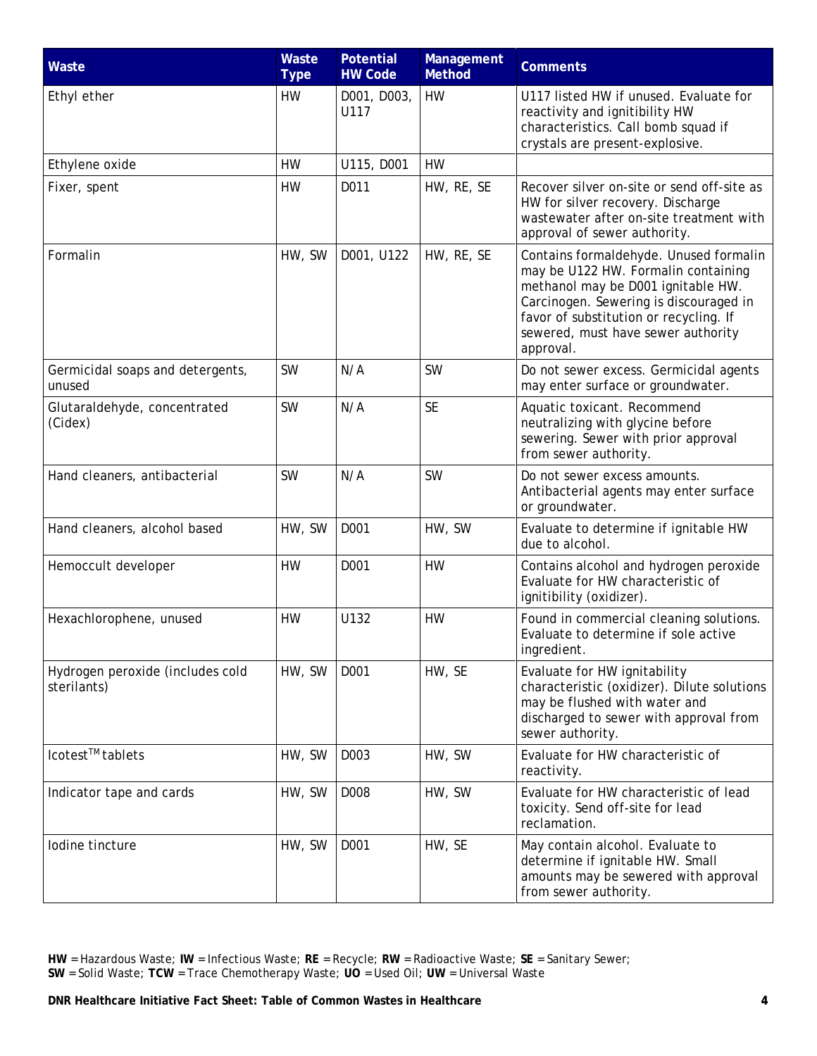| Waste | Waste Type | Potential HW Code | Management Method | Comments |
|---|---|---|---|---|
| Ethyl ether | HW | D001, D003, U117 | HW | U117 listed HW if unused. Evaluate for reactivity and ignitibility HW characteristics. Call bomb squad if crystals are present-explosive. |
| Ethylene oxide | HW | U115, D001 | HW | |
| Fixer, spent | HW | D011 | HW, RE, SE | Recover silver on-site or send off-site as HW for silver recovery. Discharge wastewater after on-site treatment with approval of sewer authority. |
| Formalin | HW, SW | D001, U122 | HW, RE, SE | Contains formaldehyde. Unused formalin may be U122 HW. Formalin containing methanol may be D001 ignitable HW. Carcinogen. Sewering is discouraged in favor of substitution or recycling. If sewered, must have sewer authority approval. |
| Germicidal soaps and detergents, unused | SW | N/A | SW | Do not sewer excess. Germicidal agents may enter surface or groundwater. |
| Glutaraldehyde, concentrated (Cidex) | SW | N/A | SE | Aquatic toxicant. Recommend neutralizing with glycine before sewering. Sewer with prior approval from sewer authority. |
| Hand cleaners, antibacterial | SW | N/A | SW | Do not sewer excess amounts. Antibacterial agents may enter surface or groundwater. |
| Hand cleaners, alcohol based | HW, SW | D001 | HW, SW | Evaluate to determine if ignitable HW due to alcohol. |
| Hemoccult developer | HW | D001 | HW | Contains alcohol and hydrogen peroxide Evaluate for HW characteristic of ignitibility (oxidizer). |
| Hexachlorophene, unused | HW | U132 | HW | Found in commercial cleaning solutions. Evaluate to determine if sole active ingredient. |
| Hydrogen peroxide (includes cold sterilants) | HW, SW | D001 | HW, SE | Evaluate for HW ignitability characteristic (oxidizer). Dilute solutions may be flushed with water and discharged to sewer with approval from sewer authority. |
| Icotest™ tablets | HW, SW | D003 | HW, SW | Evaluate for HW characteristic of reactivity. |
| Indicator tape and cards | HW, SW | D008 | HW, SW | Evaluate for HW characteristic of lead toxicity. Send off-site for lead reclamation. |
| Iodine tincture | HW, SW | D001 | HW, SE | May contain alcohol. Evaluate to determine if ignitable HW. Small amounts may be sewered with approval from sewer authority. |

**HW** = Hazardous Waste; **IW** = Infectious Waste; **RE** = Recycle; **RW** = Radioactive Waste; **SE** = Sanitary Sewer; **SW** = Solid Waste; **TCW** = Trace Chemotherapy Waste; **UO** = Used Oil; **UW** = Universal Waste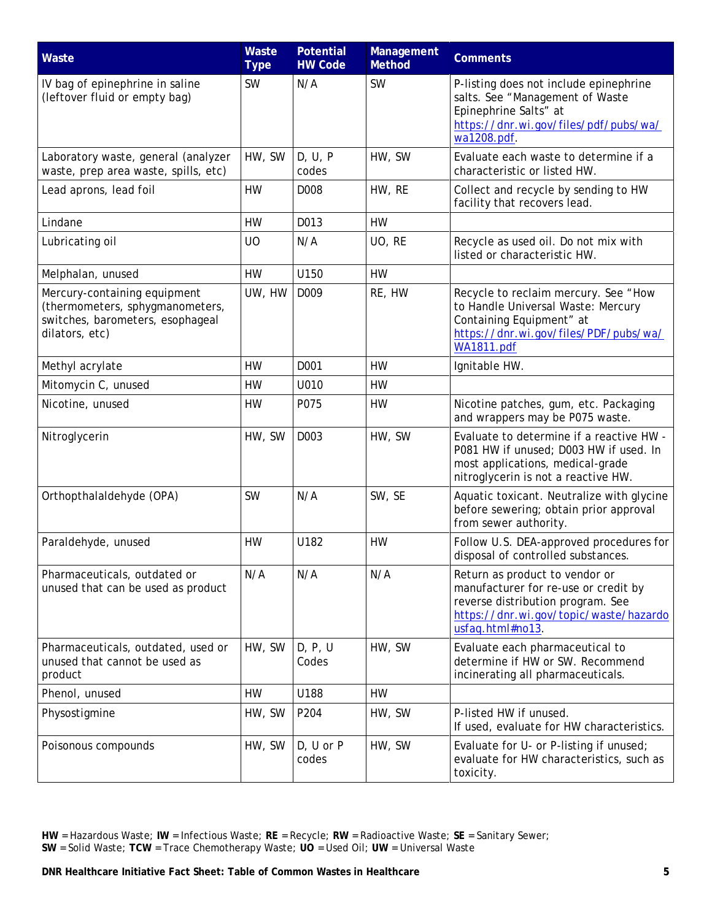| Waste | Waste Type | Potential HW Code | Management Method | Comments |
|---|---|---|---|---|
| IV bag of epinephrine in saline (leftover fluid or empty bag) | SW | N/A | SW | P-listing does not include epinephrine salts. See "Management of Waste Epinephrine Salts" at https://dnr.wi.gov/files/pdf/pubs/wa/wa1208.pdf. |
| Laboratory waste, general (analyzer waste, prep area waste, spills, etc) | HW, SW | D, U, P codes | HW, SW | Evaluate each waste to determine if a characteristic or listed HW. |
| Lead aprons, lead foil | HW | D008 | HW, RE | Collect and recycle by sending to HW facility that recovers lead. |
| Lindane | HW | D013 | HW | |
| Lubricating oil | UO | N/A | UO, RE | Recycle as used oil. Do not mix with listed or characteristic HW. |
| Melphalan, unused | HW | U150 | HW | |
| Mercury-containing equipment (thermometers, sphygmanometers, switches, barometers, esophageal dilators, etc) | UW, HW | D009 | RE, HW | Recycle to reclaim mercury. See "How to Handle Universal Waste: Mercury Containing Equipment" at https://dnr.wi.gov/files/PDF/pubs/wa/WA1811.pdf |
| Methyl acrylate | HW | D001 | HW | Ignitable HW. |
| Mitomycin C, unused | HW | U010 | HW | |
| Nicotine, unused | HW | P075 | HW | Nicotine patches, gum, etc. Packaging and wrappers may be P075 waste. |
| Nitroglycerin | HW, SW | D003 | HW, SW | Evaluate to determine if a reactive HW - P081 HW if unused; D003 HW if used. In most applications, medical-grade nitroglycerin is not a reactive HW. |
| Orthopthalaldehyde (OPA) | SW | N/A | SW, SE | Aquatic toxicant. Neutralize with glycine before sewering; obtain prior approval from sewer authority. |
| Paraldehyde, unused | HW | U182 | HW | Follow U.S. DEA-approved procedures for disposal of controlled substances. |
| Pharmaceuticals, outdated or unused that can be used as product | N/A | N/A | N/A | Return as product to vendor or manufacturer for re-use or credit by reverse distribution program. See https://dnr.wi.gov/topic/waste/hazardousfaq.html#no13. |
| Pharmaceuticals, outdated, used or unused that cannot be used as product | HW, SW | D, P, U Codes | HW, SW | Evaluate each pharmaceutical to determine if HW or SW. Recommend incinerating all pharmaceuticals. |
| Phenol, unused | HW | U188 | HW | |
| Physostigmine | HW, SW | P204 | HW, SW | P-listed HW if unused. If used, evaluate for HW characteristics. |
| Poisonous compounds | HW, SW | D, U or P codes | HW, SW | Evaluate for U- or P-listing if unused; evaluate for HW characteristics, such as toxicity. |

**HW** = Hazardous Waste; **IW** = Infectious Waste; **RE** = Recycle; **RW** = Radioactive Waste; **SE** = Sanitary Sewer; **SW** = Solid Waste; **TCW** = Trace Chemotherapy Waste; **UO** = Used Oil; **UW** = Universal Waste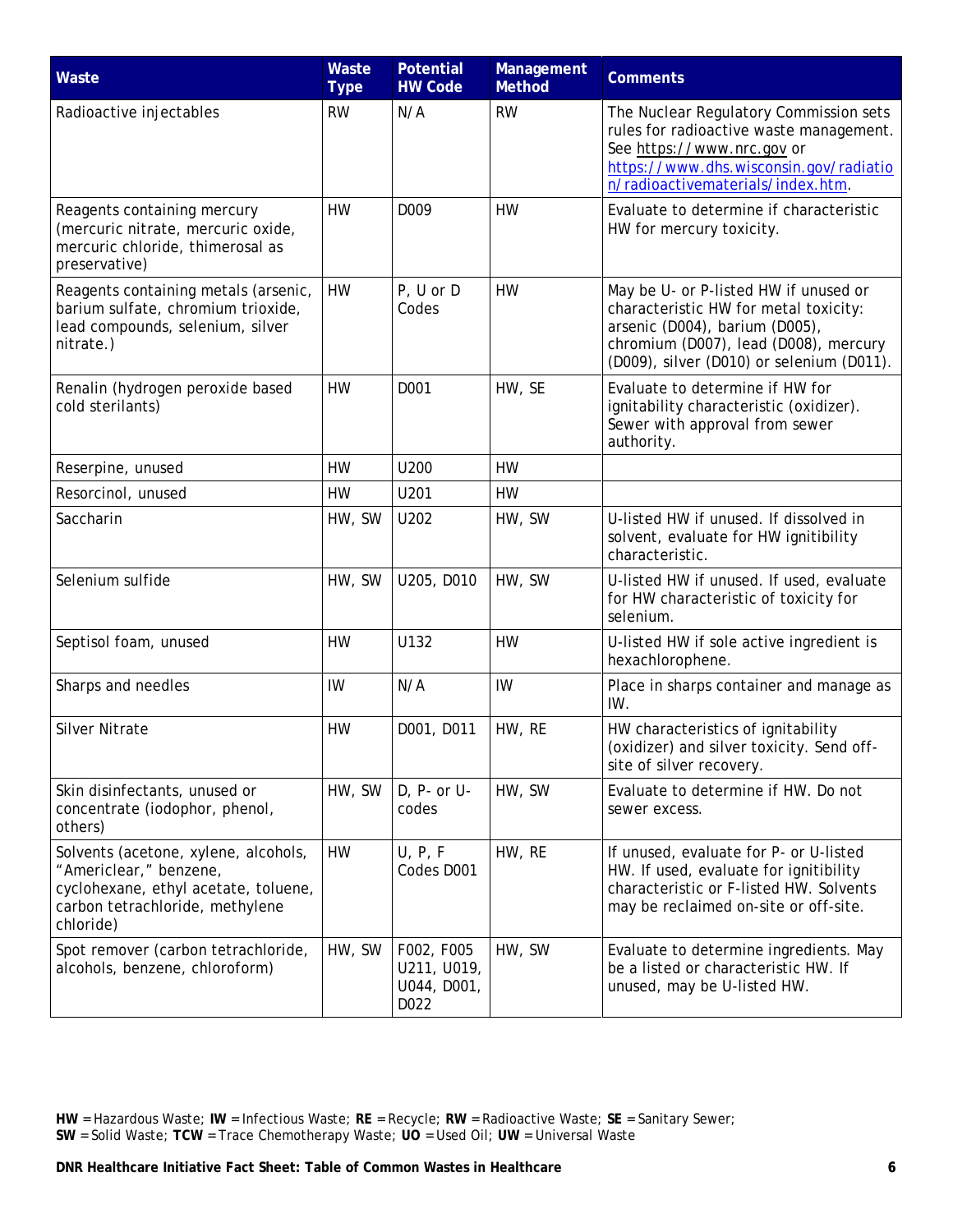| Waste | Waste Type | Potential HW Code | Management Method | Comments |
|---|---|---|---|---|
| Radioactive injectables | RW | N/A | RW | The Nuclear Regulatory Commission sets rules for radioactive waste management. See https://www.nrc.gov or https://www.dhs.wisconsin.gov/radiation/radioactivematerials/index.htm. |
| Reagents containing mercury (mercuric nitrate, mercuric oxide, mercuric chloride, thimerosal as preservative) | HW | D009 | HW | Evaluate to determine if characteristic HW for mercury toxicity. |
| Reagents containing metals (arsenic, barium sulfate, chromium trioxide, lead compounds, selenium, silver nitrate.) | HW | P, U or D Codes | HW | May be U- or P-listed HW if unused or characteristic HW for metal toxicity: arsenic (D004), barium (D005), chromium (D007), lead (D008), mercury (D009), silver (D010) or selenium (D011). |
| Renalin (hydrogen peroxide based cold sterilants) | HW | D001 | HW, SE | Evaluate to determine if HW for ignitability characteristic (oxidizer). Sewer with approval from sewer authority. |
| Reserpine, unused | HW | U200 | HW | |
| Resorcinol, unused | HW | U201 | HW | |
| Saccharin | HW, SW | U202 | HW, SW | U-listed HW if unused. If dissolved in solvent, evaluate for HW ignitibility characteristic. |
| Selenium sulfide | HW, SW | U205, D010 | HW, SW | U-listed HW if unused. If used, evaluate for HW characteristic of toxicity for selenium. |
| Septisol foam, unused | HW | U132 | HW | U-listed HW if sole active ingredient is hexachlorophene. |
| Sharps and needles | IW | N/A | IW | Place in sharps container and manage as IW. |
| Silver Nitrate | HW | D001, D011 | HW, RE | HW characteristics of ignitability (oxidizer) and silver toxicity. Send off-site of silver recovery. |
| Skin disinfectants, unused or concentrate (iodophor, phenol, others) | HW, SW | D, P- or U-codes | HW, SW | Evaluate to determine if HW. Do not sewer excess. |
| Solvents (acetone, xylene, alcohols, "Americlear," benzene, cyclohexane, ethyl acetate, toluene, carbon tetrachloride, methylene chloride) | HW | U, P, F Codes D001 | HW, RE | If unused, evaluate for P- or U-listed HW. If used, evaluate for ignitibility characteristic or F-listed HW. Solvents may be reclaimed on-site or off-site. |
| Spot remover (carbon tetrachloride, alcohols, benzene, chloroform) | HW, SW | F002, F005 U211, U019, U044, D001, D022 | HW, SW | Evaluate to determine ingredients. May be a listed or characteristic HW. If unused, may be U-listed HW. |

**HW** = Hazardous Waste; **IW** = Infectious Waste; **RE** = Recycle; **RW** = Radioactive Waste; **SE** = Sanitary Sewer; **SW** = Solid Waste; **TCW** = Trace Chemotherapy Waste; **UO** = Used Oil; **UW** = Universal Waste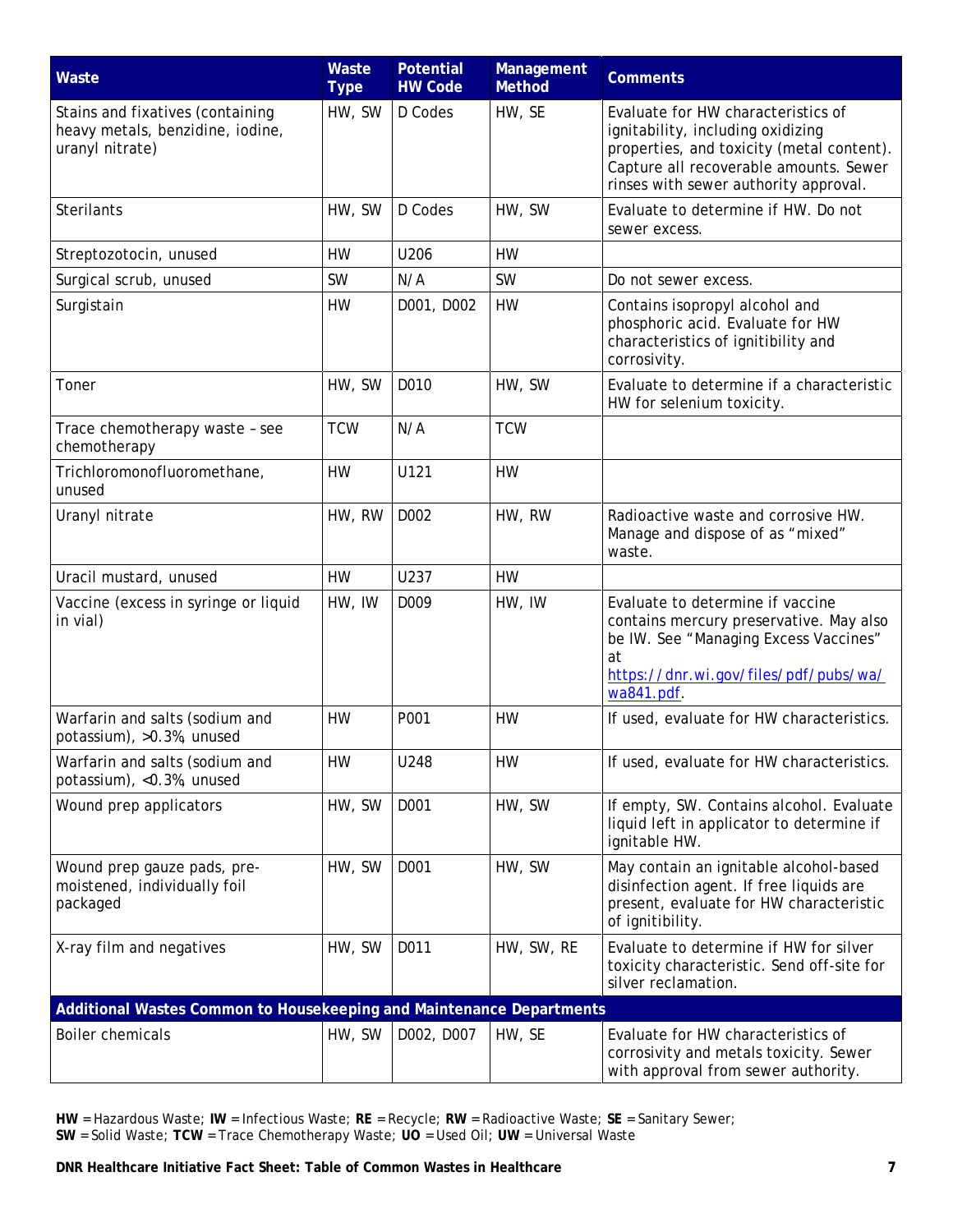| Waste | Waste Type | Potential HW Code | Management Method | Comments |
|---|---|---|---|---|
| Stains and fixatives (containing heavy metals, benzidine, iodine, uranyl nitrate) | HW, SW | D Codes | HW, SE | Evaluate for HW characteristics of ignitability, including oxidizing properties, and toxicity (metal content). Capture all recoverable amounts. Sewer rinses with sewer authority approval. |
| Sterilants | HW, SW | D Codes | HW, SW | Evaluate to determine if HW. Do not sewer excess. |
| Streptozotocin, unused | HW | U206 | HW | |
| Surgical scrub, unused | SW | N/A | SW | Do not sewer excess. |
| Surgistain | HW | D001, D002 | HW | Contains isopropyl alcohol and phosphoric acid. Evaluate for HW characteristics of ignitibility and corrosivity. |
| Toner | HW, SW | D010 | HW, SW | Evaluate to determine if a characteristic HW for selenium toxicity. |
| Trace chemotherapy waste – see chemotherapy | TCW | N/A | TCW | |
| Trichloromonofluoromethane, unused | HW | U121 | HW | |
| Uranyl nitrate | HW, RW | D002 | HW, RW | Radioactive waste and corrosive HW. Manage and dispose of as "mixed" waste. |
| Uracil mustard, unused | HW | U237 | HW | |
| Vaccine (excess in syringe or liquid in vial) | HW, IW | D009 | HW, IW | Evaluate to determine if vaccine contains mercury preservative. May also be IW. See "Managing Excess Vaccines" at https://dnr.wi.gov/files/pdf/pubs/wa/wa841.pdf. |
| Warfarin and salts (sodium and potassium), >0.3%, unused | HW | P001 | HW | If used, evaluate for HW characteristics. |
| Warfarin and salts (sodium and potassium), <0.3%, unused | HW | U248 | HW | If used, evaluate for HW characteristics. |
| Wound prep applicators | HW, SW | D001 | HW, SW | If empty, SW. Contains alcohol. Evaluate liquid left in applicator to determine if ignitable HW. |
| Wound prep gauze pads, pre-moistened, individually foil packaged | HW, SW | D001 | HW, SW | May contain an ignitable alcohol-based disinfection agent. If free liquids are present, evaluate for HW characteristic of ignitibility. |
| X-ray film and negatives | HW, SW | D011 | HW, SW, RE | Evaluate to determine if HW for silver toxicity characteristic. Send off-site for silver reclamation. |
| **Additional Wastes Common to Housekeeping and Maintenance Departments** | | | | |
| Boiler chemicals | HW, SW | D002, D007 | HW, SE | Evaluate for HW characteristics of corrosivity and metals toxicity. Sewer with approval from sewer authority. |

**HW** = Hazardous Waste; **IW** = Infectious Waste; **RE** = Recycle; **RW** = Radioactive Waste; **SE** = Sanitary Sewer; **SW** = Solid Waste; **TCW** = Trace Chemotherapy Waste; **UO** = Used Oil; **UW** = Universal Waste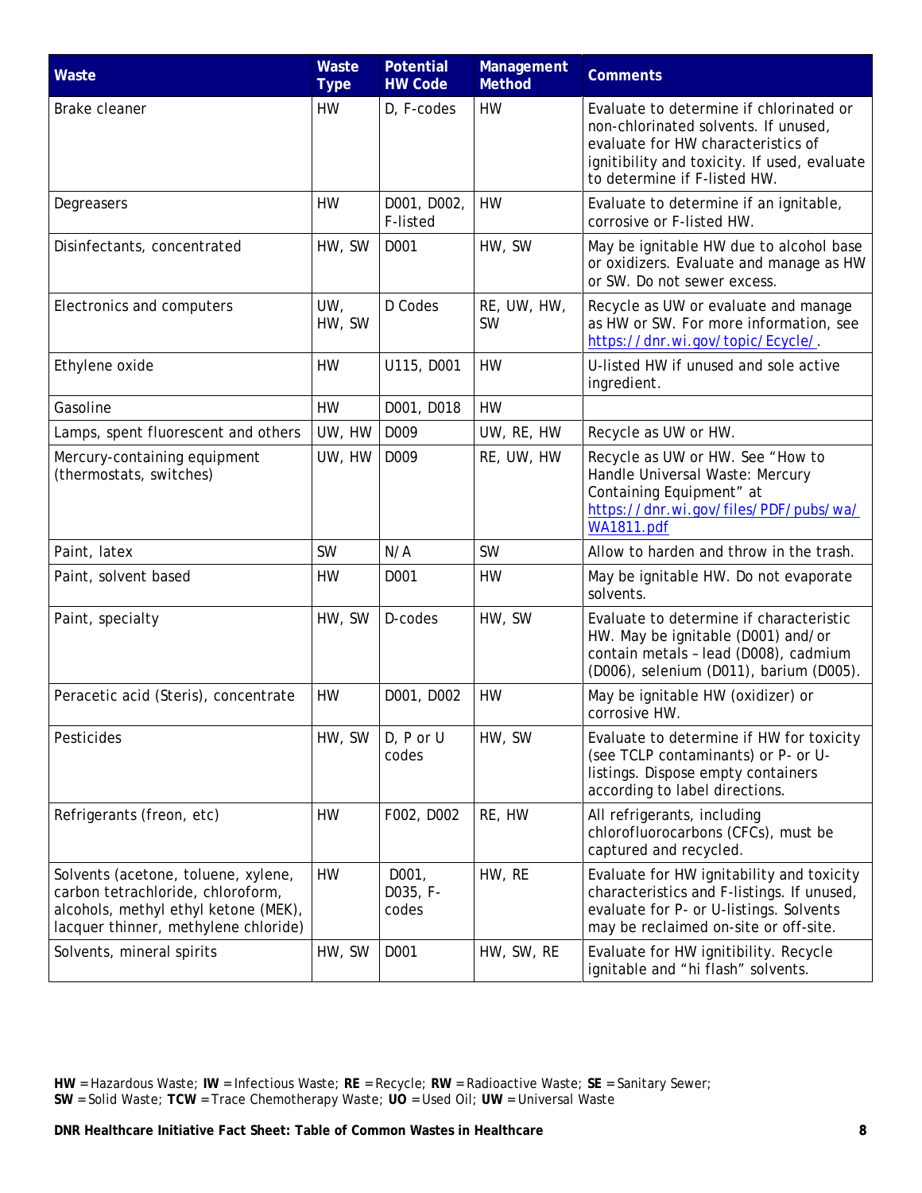| Waste | Waste Type | Potential HW Code | Management Method | Comments |
|---|---|---|---|---|
| Brake cleaner | HW | D, F-codes | HW | Evaluate to determine if chlorinated or non-chlorinated solvents. If unused, evaluate for HW characteristics of ignitibility and toxicity. If used, evaluate to determine if F-listed HW. |
| Degreasers | HW | D001, D002, F-listed | HW | Evaluate to determine if an ignitable, corrosive or F-listed HW. |
| Disinfectants, concentrated | HW, SW | D001 | HW, SW | May be ignitable HW due to alcohol base or oxidizers. Evaluate and manage as HW or SW. Do not sewer excess. |
| Electronics and computers | UW, HW, SW | D Codes | RE, UW, HW, SW | Recycle as UW or evaluate and manage as HW or SW. For more information, see https://dnr.wi.gov/topic/Ecycle/. |
| Ethylene oxide | HW | U115, D001 | HW | U-listed HW if unused and sole active ingredient. |
| Gasoline | HW | D001, D018 | HW | |
| Lamps, spent fluorescent and others | UW, HW | D009 | UW, RE, HW | Recycle as UW or HW. |
| Mercury-containing equipment (thermostats, switches) | UW, HW | D009 | RE, UW, HW | Recycle as UW or HW. See "How to Handle Universal Waste: Mercury Containing Equipment" at https://dnr.wi.gov/files/PDF/pubs/wa/WA1811.pdf |
| Paint, latex | SW | N/A | SW | Allow to harden and throw in the trash. |
| Paint, solvent based | HW | D001 | HW | May be ignitable HW. Do not evaporate solvents. |
| Paint, specialty | HW, SW | D-codes | HW, SW | Evaluate to determine if characteristic HW. May be ignitable (D001) and/or contain metals – lead (D008), cadmium (D006), selenium (D011), barium (D005). |
| Peracetic acid (Steris), concentrate | HW | D001, D002 | HW | May be ignitable HW (oxidizer) or corrosive HW. |
| Pesticides | HW, SW | D, P or U codes | HW, SW | Evaluate to determine if HW for toxicity (see TCLP contaminants) or P- or U-listings. Dispose empty containers according to label directions. |
| Refrigerants (freon, etc) | HW | F002, D002 | RE, HW | All refrigerants, including chlorofluorocarbons (CFCs), must be captured and recycled. |
| Solvents (acetone, toluene, xylene, carbon tetrachloride, chloroform, alcohols, methyl ethyl ketone (MEK), lacquer thinner, methylene chloride) | HW | D001, D035, F-codes | HW, RE | Evaluate for HW ignitability and toxicity characteristics and F-listings. If unused, evaluate for P- or U-listings. Solvents may be reclaimed on-site or off-site. |
| Solvents, mineral spirits | HW, SW | D001 | HW, SW, RE | Evaluate for HW ignitibility. Recycle ignitable and "hi flash" solvents. |

**HW** = Hazardous Waste; **IW** = Infectious Waste; **RE** = Recycle; **RW** = Radioactive Waste; **SE** = Sanitary Sewer; **SW** = Solid Waste; **TCW** = Trace Chemotherapy Waste; **UO** = Used Oil; **UW** = Universal Waste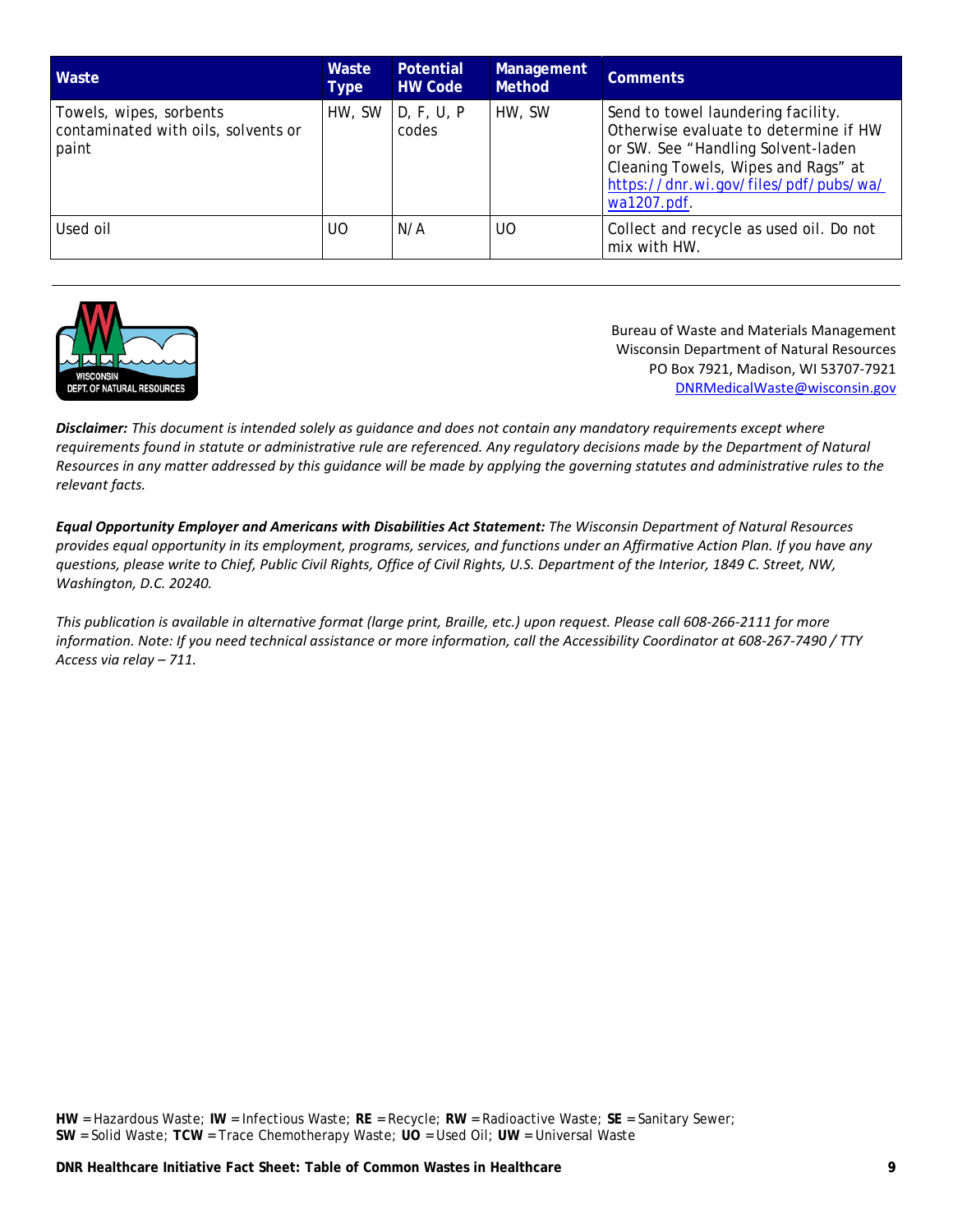| Waste | Waste Type | Potential HW Code | Management Method | Comments |
|---|---|---|---|---|
| Towels, wipes, sorbents contaminated with oils, solvents or paint | HW, SW | D, F, U, P codes | HW, SW | Send to towel laundering facility. Otherwise evaluate to determine if HW or SW. See "Handling Solvent-laden Cleaning Towels, Wipes and Rags" at https://dnr.wi.gov/files/pdf/pubs/wa/wa1207.pdf. |
| Used oil | UO | N/A | UO | Collect and recycle as used oil. Do not mix with HW. |

---

Bureau of Waste and Materials Management
Wisconsin Department of Natural Resources
PO Box 7921, Madison, WI 53707-7921
DNRMedicalWaste@wisconsin.gov

***Disclaimer:*** *This document is intended solely as guidance and does not contain any mandatory requirements except where requirements found in statute or administrative rule are referenced. Any regulatory decisions made by the Department of Natural Resources in any matter addressed by this guidance will be made by applying the governing statutes and administrative rules to the relevant facts.*

***Equal Opportunity Employer and Americans with Disabilities Act Statement:*** *The Wisconsin Department of Natural Resources provides equal opportunity in its employment, programs, services, and functions under an Affirmative Action Plan. If you have any questions, please write to Chief, Public Civil Rights, Office of Civil Rights, U.S. Department of the Interior, 1849 C. Street, NW, Washington, D.C. 20240.*

*This publication is available in alternative format (large print, Braille, etc.) upon request. Please call 608-266-2111 for more information. Note: If you need technical assistance or more information, call the Accessibility Coordinator at 608-267-7490 / TTY Access via relay – 711.*

**HW** = Hazardous Waste; **IW** = Infectious Waste; **RE** = Recycle; **RW** = Radioactive Waste; **SE** = Sanitary Sewer;
**SW** = Solid Waste; **TCW** = Trace Chemotherapy Waste; **UO** = Used Oil; **UW** = Universal Waste